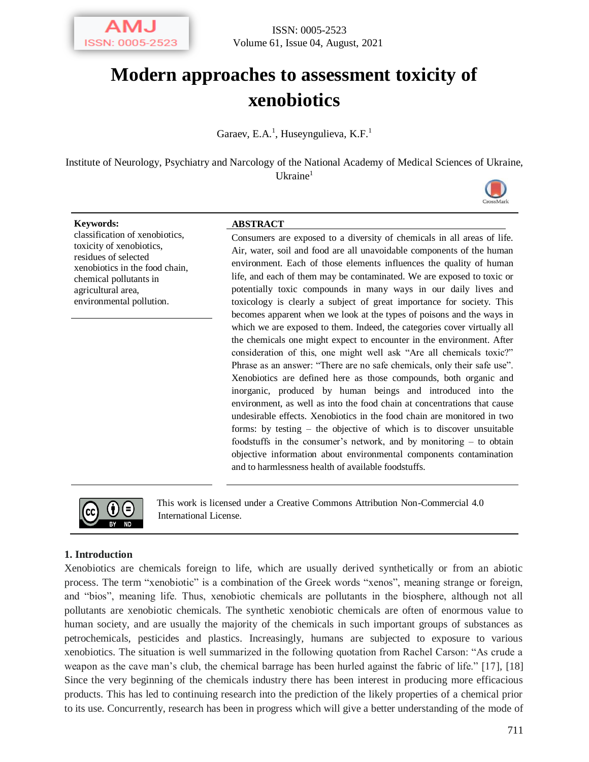# Modern approaches to assessment toxicity of xenobiotics

Garaev, E.A.[1], Huseyngulieva, K.F.[1]

Institute of Neurology, Psychiatry and Narcology of the National Academy of Medical Sciences of Ukraine, Ukraine[1]

**Keywords:**
classification of xenobiotics, toxicity of xenobiotics, residues of selected xenobiotics in the food chain, chemical pollutants in agricultural area, environmental pollution.

**ABSTRACT**

Consumers are exposed to a diversity of chemicals in all areas of life. Air, water, soil and food are all unavoidable components of the human environment. Each of those elements influences the quality of human life, and each of them may be contaminated. We are exposed to toxic or potentially toxic compounds in many ways in our daily lives and toxicology is clearly a subject of great importance for society. This becomes apparent when we look at the types of poisons and the ways in which we are exposed to them. Indeed, the categories cover virtually all the chemicals one might expect to encounter in the environment. After consideration of this, one might well ask "Are all chemicals toxic?" Phrase as an answer: "There are no safe chemicals, only their safe use". Xenobiotics are defined here as those compounds, both organic and inorganic, produced by human beings and introduced into the environment, as well as into the food chain at concentrations that cause undesirable effects. Xenobiotics in the food chain are monitored in two forms: by testing – the objective of which is to discover unsuitable foodstuffs in the consumer's network, and by monitoring – to obtain objective information about environmental components contamination and to harmlessness health of available foodstuffs.

This work is licensed under a Creative Commons Attribution Non-Commercial 4.0 International License.

## 1. Introduction

Xenobiotics are chemicals foreign to life, which are usually derived synthetically or from an abiotic process. The term "xenobiotic" is a combination of the Greek words "xenos", meaning strange or foreign, and "bios", meaning life. Thus, xenobiotic chemicals are pollutants in the biosphere, although not all pollutants are xenobiotic chemicals. The synthetic xenobiotic chemicals are often of enormous value to human society, and are usually the majority of the chemicals in such important groups of substances as petrochemicals, pesticides and plastics. Increasingly, humans are subjected to exposure to various xenobiotics. The situation is well summarized in the following quotation from Rachel Carson: "As crude a weapon as the cave man's club, the chemical barrage has been hurled against the fabric of life." [17], [18]

Since the very beginning of the chemicals industry there has been interest in producing more efficacious products. This has led to continuing research into the prediction of the likely properties of a chemical prior to its use. Concurrently, research has been in progress which will give a better understanding of the mode of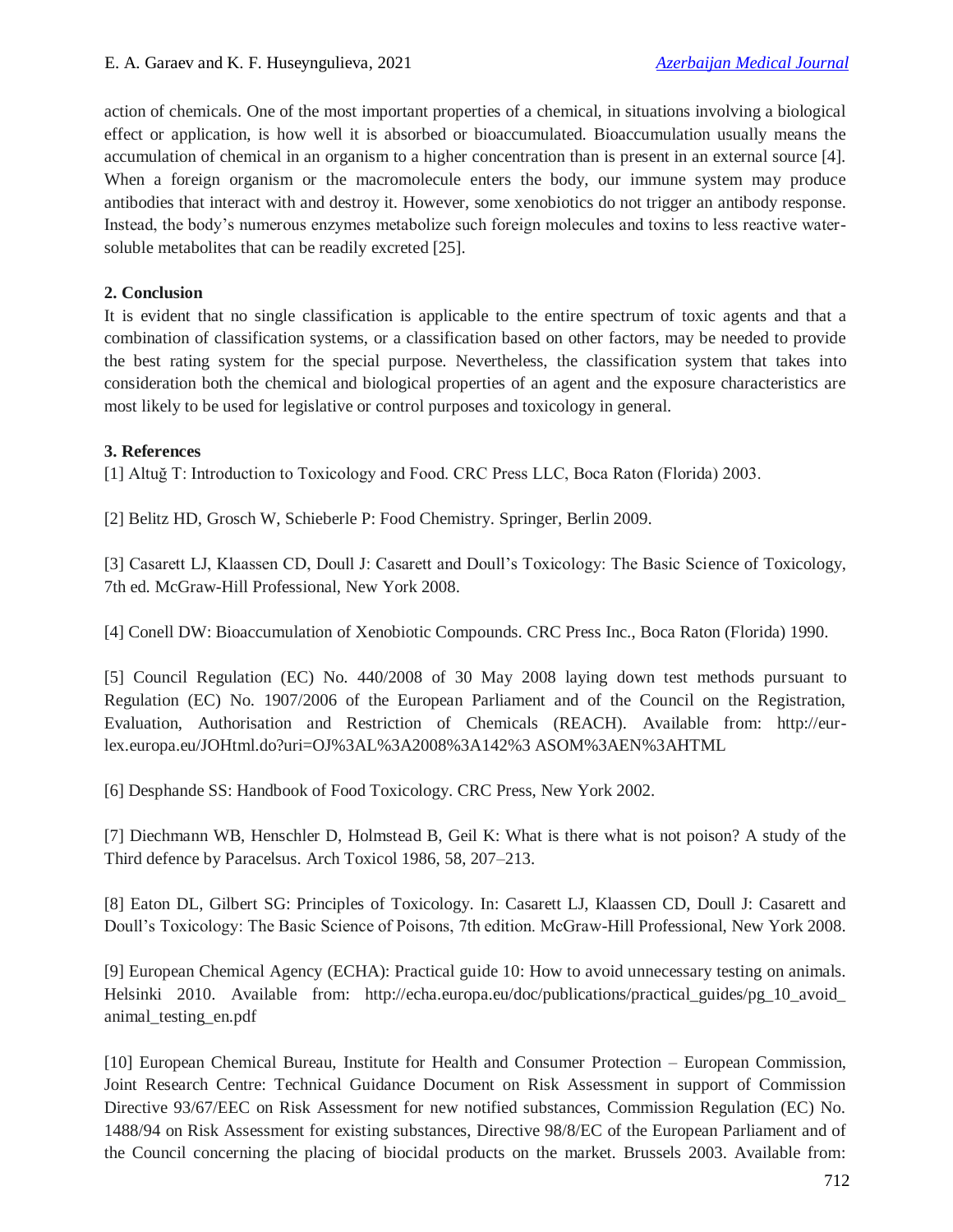action of chemicals. One of the most important properties of a chemical, in situations involving a biological effect or application, is how well it is absorbed or bioaccumulated. Bioaccumulation usually means the accumulation of chemical in an organism to a higher concentration than is present in an external source [4]. When a foreign organism or the macromolecule enters the body, our immune system may produce antibodies that interact with and destroy it. However, some xenobiotics do not trigger an antibody response. Instead, the body's numerous enzymes metabolize such foreign molecules and toxins to less reactive water-soluble metabolites that can be readily excreted [25].

## 2. Conclusion

It is evident that no single classification is applicable to the entire spectrum of toxic agents and that a combination of classification systems, or a classification based on other factors, may be needed to provide the best rating system for the special purpose. Nevertheless, the classification system that takes into consideration both the chemical and biological properties of an agent and the exposure characteristics are most likely to be used for legislative or control purposes and toxicology in general.

## 3. References

[1] Altuğ T: Introduction to Toxicology and Food. CRC Press LLC, Boca Raton (Florida) 2003.

[2] Belitz HD, Grosch W, Schieberle P: Food Chemistry. Springer, Berlin 2009.

[3] Casarett LJ, Klaassen CD, Doull J: Casarett and Doull's Toxicology: The Basic Science of Toxicology, 7th ed. McGraw-Hill Professional, New York 2008.

[4] Conell DW: Bioaccumulation of Xenobiotic Compounds. CRC Press Inc., Boca Raton (Florida) 1990.

[5] Council Regulation (EC) No. 440/2008 of 30 May 2008 laying down test methods pursuant to Regulation (EC) No. 1907/2006 of the European Parliament and of the Council on the Registration, Evaluation, Authorisation and Restriction of Chemicals (REACH). Available from: http://eur-lex.europa.eu/JOHtml.do?uri=OJ%3AL%3A2008%3A142%3 ASOM%3AEN%3AHTML

[6] Desphande SS: Handbook of Food Toxicology. CRC Press, New York 2002.

[7] Diechmann WB, Henschler D, Holmstead B, Geil K: What is there what is not poison? A study of the Third defence by Paracelsus. Arch Toxicol 1986, 58, 207–213.

[8] Eaton DL, Gilbert SG: Principles of Toxicology. In: Casarett LJ, Klaassen CD, Doull J: Casarett and Doull's Toxicology: The Basic Science of Poisons, 7th edition. McGraw-Hill Professional, New York 2008.

[9] European Chemical Agency (ECHA): Practical guide 10: How to avoid unnecessary testing on animals. Helsinki 2010. Available from: http://echa.europa.eu/doc/publications/practical_guides/pg_10_avoid_animal_testing_en.pdf

[10] European Chemical Bureau, Institute for Health and Consumer Protection – European Commission, Joint Research Centre: Technical Guidance Document on Risk Assessment in support of Commission Directive 93/67/EEC on Risk Assessment for new notified substances, Commission Regulation (EC) No. 1488/94 on Risk Assessment for existing substances, Directive 98/8/EC of the European Parliament and of the Council concerning the placing of biocidal products on the market. Brussels 2003. Available from: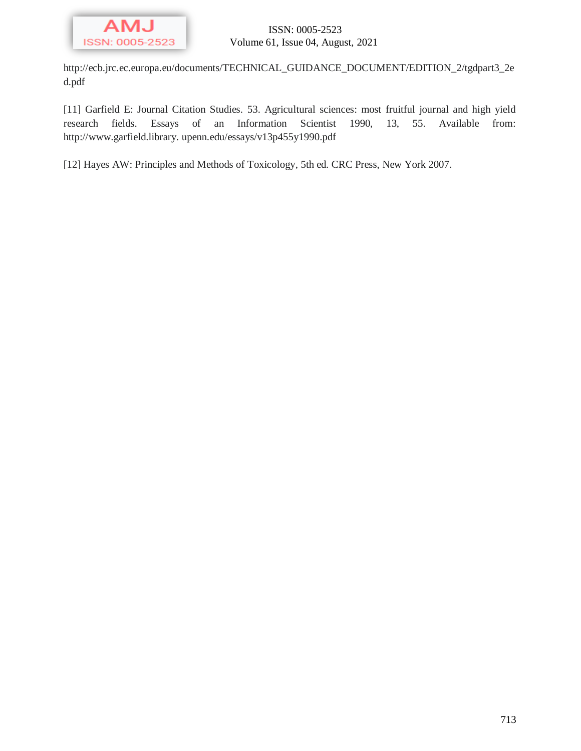http://ecb.jrc.ec.europa.eu/documents/TECHNICAL_GUIDANCE_DOCUMENT/EDITION_2/tgdpart3_2ed.pdf

[11] Garfield E: Journal Citation Studies. 53. Agricultural sciences: most fruitful journal and high yield research fields. Essays of an Information Scientist 1990, 13, 55. Available from: http://www.garfield.library. upenn.edu/essays/v13p455y1990.pdf

[12] Hayes AW: Principles and Methods of Toxicology, 5th ed. CRC Press, New York 2007.